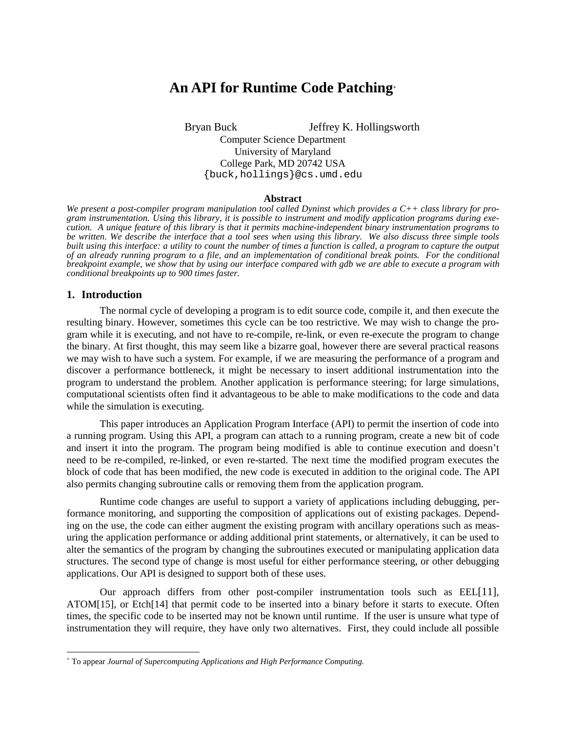# An API for Runtime Code Patching[+]

Bryan Buck Jeffrey K. Hollingsworth

Computer Science Department
University of Maryland
College Park, MD 20742 USA
{buck,hollings}@cs.umd.edu

### Abstract

*We present a post-compiler program manipulation tool called Dyninst which provides a C++ class library for program instrumentation. Using this library, it is possible to instrument and modify application programs during execution. A unique feature of this library is that it permits machine-independent binary instrumentation programs to be written. We describe the interface that a tool sees when using this library. We also discuss three simple tools built using this interface: a utility to count the number of times a function is called, a program to capture the output of an already running program to a file, and an implementation of conditional break points. For the conditional breakpoint example, we show that by using our interface compared with gdb we are able to execute a program with conditional breakpoints up to 900 times faster.*

## 1. Introduction

The normal cycle of developing a program is to edit source code, compile it, and then execute the resulting binary. However, sometimes this cycle can be too restrictive. We may wish to change the program while it is executing, and not have to re-compile, re-link, or even re-execute the program to change the binary. At first thought, this may seem like a bizarre goal, however there are several practical reasons we may wish to have such a system. For example, if we are measuring the performance of a program and discover a performance bottleneck, it might be necessary to insert additional instrumentation into the program to understand the problem. Another application is performance steering; for large simulations, computational scientists often find it advantageous to be able to make modifications to the code and data while the simulation is executing.

This paper introduces an Application Program Interface (API) to permit the insertion of code into a running program. Using this API, a program can attach to a running program, create a new bit of code and insert it into the program. The program being modified is able to continue execution and doesn't need to be re-compiled, re-linked, or even re-started. The next time the modified program executes the block of code that has been modified, the new code is executed in addition to the original code. The API also permits changing subroutine calls or removing them from the application program.

Runtime code changes are useful to support a variety of applications including debugging, performance monitoring, and supporting the composition of applications out of existing packages. Depending on the use, the code can either augment the existing program with ancillary operations such as measuring the application performance or adding additional print statements, or alternatively, it can be used to alter the semantics of the program by changing the subroutines executed or manipulating application data structures. The second type of change is most useful for either performance steering, or other debugging applications. Our API is designed to support both of these uses.

Our approach differs from other post-compiler instrumentation tools such as EEL[11], ATOM[15], or Etch[14] that permit code to be inserted into a binary before it starts to execute. Often times, the specific code to be inserted may not be known until runtime. If the user is unsure what type of instrumentation they will require, they have only two alternatives. First, they could include all possible

---

[+] To appear *Journal of Supercomputing Applications and High Performance Computing.*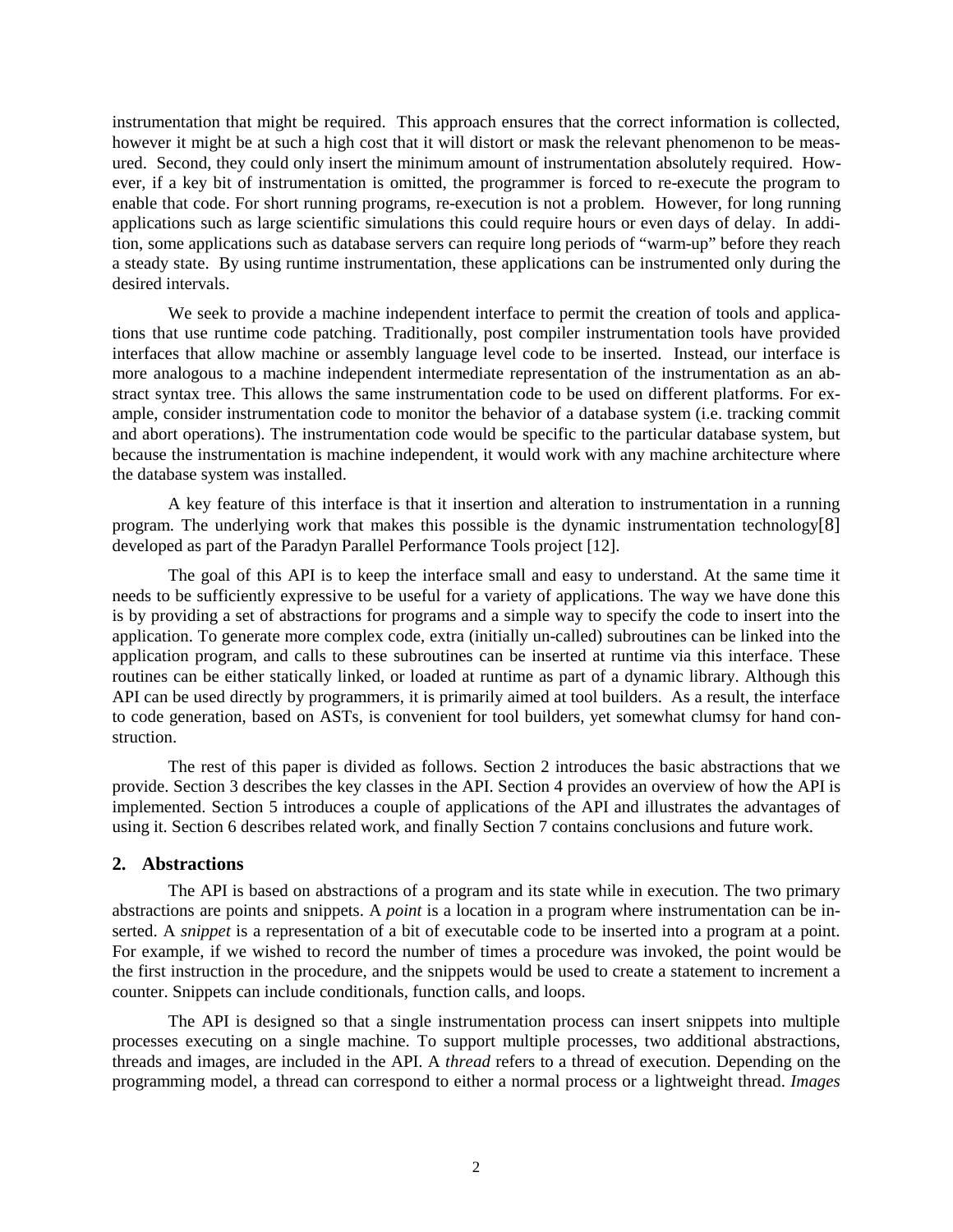instrumentation that might be required. This approach ensures that the correct information is collected, however it might be at such a high cost that it will distort or mask the relevant phenomenon to be measured. Second, they could only insert the minimum amount of instrumentation absolutely required. However, if a key bit of instrumentation is omitted, the programmer is forced to re-execute the program to enable that code. For short running programs, re-execution is not a problem. However, for long running applications such as large scientific simulations this could require hours or even days of delay. In addition, some applications such as database servers can require long periods of "warm-up" before they reach a steady state. By using runtime instrumentation, these applications can be instrumented only during the desired intervals.

We seek to provide a machine independent interface to permit the creation of tools and applications that use runtime code patching. Traditionally, post compiler instrumentation tools have provided interfaces that allow machine or assembly language level code to be inserted. Instead, our interface is more analogous to a machine independent intermediate representation of the instrumentation as an abstract syntax tree. This allows the same instrumentation code to be used on different platforms. For example, consider instrumentation code to monitor the behavior of a database system (i.e. tracking commit and abort operations). The instrumentation code would be specific to the particular database system, but because the instrumentation is machine independent, it would work with any machine architecture where the database system was installed.

A key feature of this interface is that it insertion and alteration to instrumentation in a running program. The underlying work that makes this possible is the dynamic instrumentation technology[8] developed as part of the Paradyn Parallel Performance Tools project [12].

The goal of this API is to keep the interface small and easy to understand. At the same time it needs to be sufficiently expressive to be useful for a variety of applications. The way we have done this is by providing a set of abstractions for programs and a simple way to specify the code to insert into the application. To generate more complex code, extra (initially un-called) subroutines can be linked into the application program, and calls to these subroutines can be inserted at runtime via this interface. These routines can be either statically linked, or loaded at runtime as part of a dynamic library. Although this API can be used directly by programmers, it is primarily aimed at tool builders. As a result, the interface to code generation, based on ASTs, is convenient for tool builders, yet somewhat clumsy for hand construction.

The rest of this paper is divided as follows. Section 2 introduces the basic abstractions that we provide. Section 3 describes the key classes in the API. Section 4 provides an overview of how the API is implemented. Section 5 introduces a couple of applications of the API and illustrates the advantages of using it. Section 6 describes related work, and finally Section 7 contains conclusions and future work.

## 2. Abstractions

The API is based on abstractions of a program and its state while in execution. The two primary abstractions are points and snippets. A *point* is a location in a program where instrumentation can be inserted. A *snippet* is a representation of a bit of executable code to be inserted into a program at a point. For example, if we wished to record the number of times a procedure was invoked, the point would be the first instruction in the procedure, and the snippets would be used to create a statement to increment a counter. Snippets can include conditionals, function calls, and loops.

The API is designed so that a single instrumentation process can insert snippets into multiple processes executing on a single machine. To support multiple processes, two additional abstractions, threads and images, are included in the API. A *thread* refers to a thread of execution. Depending on the programming model, a thread can correspond to either a normal process or a lightweight thread. *Images*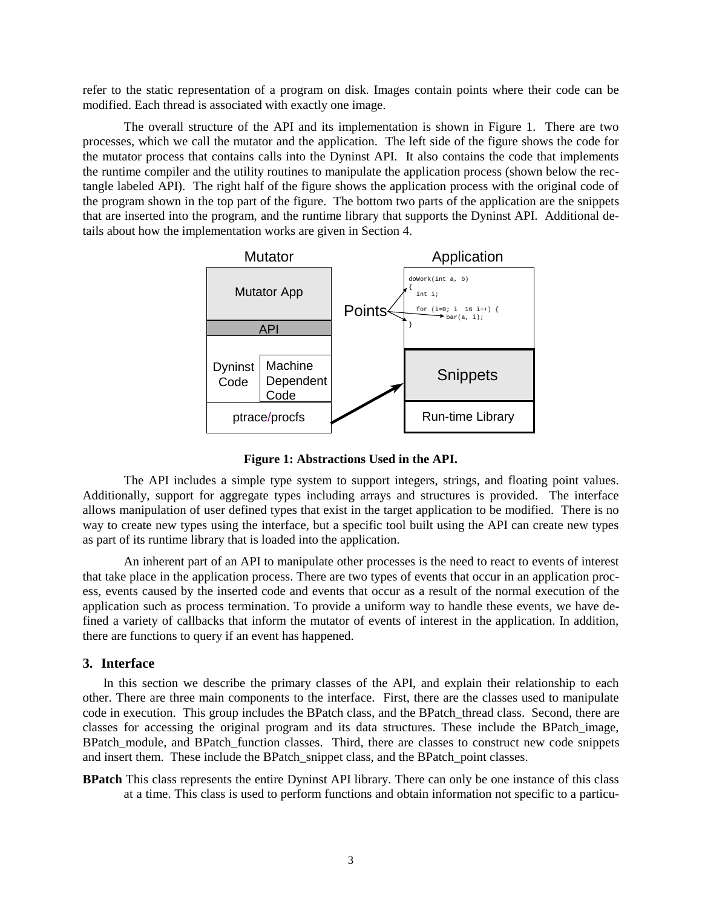refer to the static representation of a program on disk. Images contain points where their code can be modified. Each thread is associated with exactly one image.

The overall structure of the API and its implementation is shown in Figure 1. There are two processes, which we call the mutator and the application. The left side of the figure shows the code for the mutator process that contains calls into the Dyninst API. It also contains the code that implements the runtime compiler and the utility routines to manipulate the application process (shown below the rectangle labeled API). The right half of the figure shows the application process with the original code of the program shown in the top part of the figure. The bottom two parts of the application are the snippets that are inserted into the program, and the runtime library that supports the Dyninst API. Additional details about how the implementation works are given in Section 4.

**Figure 1: Abstractions Used in the API.**

The API includes a simple type system to support integers, strings, and floating point values. Additionally, support for aggregate types including arrays and structures is provided. The interface allows manipulation of user defined types that exist in the target application to be modified. There is no way to create new types using the interface, but a specific tool built using the API can create new types as part of its runtime library that is loaded into the application.

An inherent part of an API to manipulate other processes is the need to react to events of interest that take place in the application process. There are two types of events that occur in an application process, events caused by the inserted code and events that occur as a result of the normal execution of the application such as process termination. To provide a uniform way to handle these events, we have defined a variety of callbacks that inform the mutator of events of interest in the application. In addition, there are functions to query if an event has happened.

## 3. Interface

In this section we describe the primary classes of the API, and explain their relationship to each other. There are three main components to the interface. First, there are the classes used to manipulate code in execution. This group includes the BPatch class, and the BPatch_thread class. Second, there are classes for accessing the original program and its data structures. These include the BPatch_image, BPatch_module, and BPatch_function classes. Third, there are classes to construct new code snippets and insert them. These include the BPatch_snippet class, and the BPatch_point classes.

**BPatch** This class represents the entire Dyninst API library. There can only be one instance of this class at a time. This class is used to perform functions and obtain information not specific to a particu-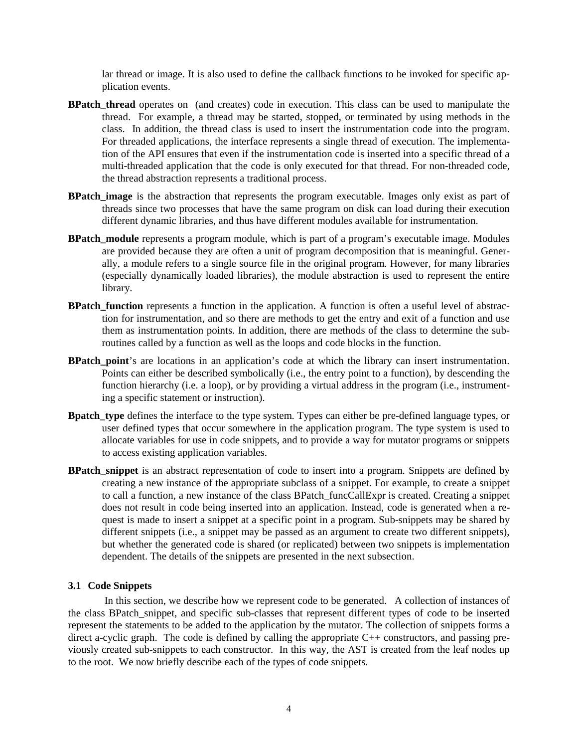lar thread or image. It is also used to define the callback functions to be invoked for specific application events.

**BPatch_thread** operates on (and creates) code in execution. This class can be used to manipulate the thread. For example, a thread may be started, stopped, or terminated by using methods in the class. In addition, the thread class is used to insert the instrumentation code into the program. For threaded applications, the interface represents a single thread of execution. The implementation of the API ensures that even if the instrumentation code is inserted into a specific thread of a multi-threaded application that the code is only executed for that thread. For non-threaded code, the thread abstraction represents a traditional process.

**BPatch_image** is the abstraction that represents the program executable. Images only exist as part of threads since two processes that have the same program on disk can load during their execution different dynamic libraries, and thus have different modules available for instrumentation.

**BPatch_module** represents a program module, which is part of a program's executable image. Modules are provided because they are often a unit of program decomposition that is meaningful. Generally, a module refers to a single source file in the original program. However, for many libraries (especially dynamically loaded libraries), the module abstraction is used to represent the entire library.

**BPatch_function** represents a function in the application. A function is often a useful level of abstraction for instrumentation, and so there are methods to get the entry and exit of a function and use them as instrumentation points. In addition, there are methods of the class to determine the subroutines called by a function as well as the loops and code blocks in the function.

**BPatch_point**'s are locations in an application's code at which the library can insert instrumentation. Points can either be described symbolically (i.e., the entry point to a function), by descending the function hierarchy (i.e. a loop), or by providing a virtual address in the program (i.e., instrumenting a specific statement or instruction).

**Bpatch_type** defines the interface to the type system. Types can either be pre-defined language types, or user defined types that occur somewhere in the application program. The type system is used to allocate variables for use in code snippets, and to provide a way for mutator programs or snippets to access existing application variables.

**BPatch_snippet** is an abstract representation of code to insert into a program. Snippets are defined by creating a new instance of the appropriate subclass of a snippet. For example, to create a snippet to call a function, a new instance of the class BPatch_funcCallExpr is created. Creating a snippet does not result in code being inserted into an application. Instead, code is generated when a request is made to insert a snippet at a specific point in a program. Sub-snippets may be shared by different snippets (i.e., a snippet may be passed as an argument to create two different snippets), but whether the generated code is shared (or replicated) between two snippets is implementation dependent. The details of the snippets are presented in the next subsection.

### 3.1 Code Snippets

In this section, we describe how we represent code to be generated. A collection of instances of the class BPatch_snippet, and specific sub-classes that represent different types of code to be inserted represent the statements to be added to the application by the mutator. The collection of snippets forms a direct a-cyclic graph. The code is defined by calling the appropriate C++ constructors, and passing previously created sub-snippets to each constructor. In this way, the AST is created from the leaf nodes up to the root. We now briefly describe each of the types of code snippets.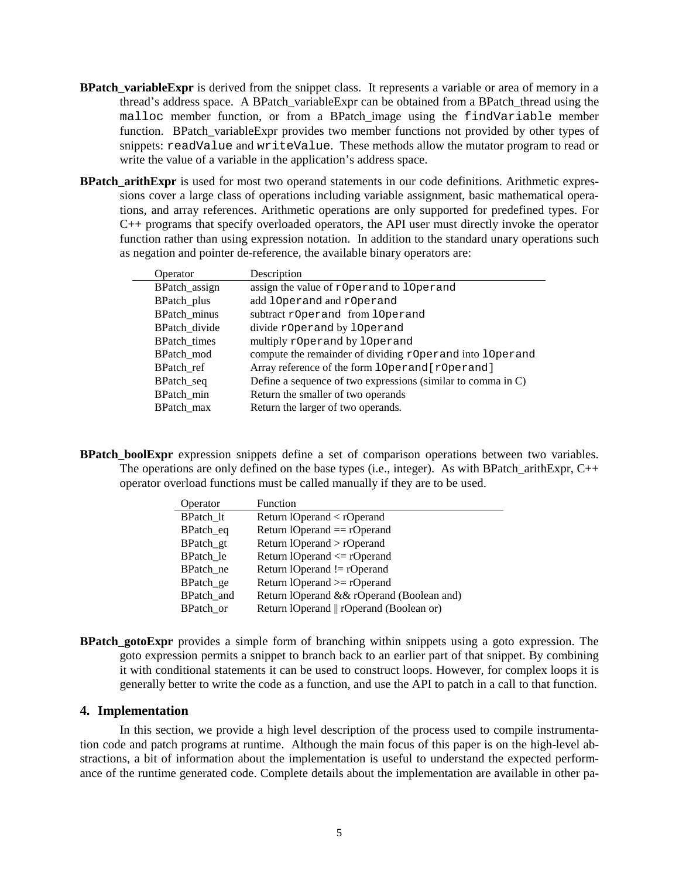**BPatch_variableExpr** is derived from the snippet class. It represents a variable or area of memory in a thread's address space. A BPatch_variableExpr can be obtained from a BPatch_thread using the `malloc` member function, or from a BPatch_image using the `findVariable` member function. BPatch_variableExpr provides two member functions not provided by other types of snippets: `readValue` and `writeValue`. These methods allow the mutator program to read or write the value of a variable in the application's address space.

**BPatch_arithExpr** is used for most two operand statements in our code definitions. Arithmetic expressions cover a large class of operations including variable assignment, basic mathematical operations, and array references. Arithmetic operations are only supported for predefined types. For C++ programs that specify overloaded operators, the API user must directly invoke the operator function rather than using expression notation. In addition to the standard unary operations such as negation and pointer de-reference, the available binary operators are:

| Operator | Description |
|---|---|
| BPatch_assign | assign the value of `rOperand` to `lOperand` |
| BPatch_plus | add `lOperand` and `rOperand` |
| BPatch_minus | subtract `rOperand` from `lOperand` |
| BPatch_divide | divide `rOperand` by `lOperand` |
| BPatch_times | multiply `rOperand` by `lOperand` |
| BPatch_mod | compute the remainder of dividing `rOperand` into `lOperand` |
| BPatch_ref | Array reference of the form `lOperand[rOperand]` |
| BPatch_seq | Define a sequence of two expressions (similar to comma in C) |
| BPatch_min | Return the smaller of two operands |
| BPatch_max | Return the larger of two operands. |

**BPatch_boolExpr** expression snippets define a set of comparison operations between two variables. The operations are only defined on the base types (i.e., integer). As with BPatch_arithExpr, C++ operator overload functions must be called manually if they are to be used.

| Operator | Function |
|---|---|
| BPatch_lt | Return lOperand < rOperand |
| BPatch_eq | Return lOperand == rOperand |
| BPatch_gt | Return lOperand > rOperand |
| BPatch_le | Return lOperand <= rOperand |
| BPatch_ne | Return lOperand != rOperand |
| BPatch_ge | Return lOperand >= rOperand |
| BPatch_and | Return lOperand && rOperand (Boolean and) |
| BPatch_or | Return lOperand \|\| rOperand (Boolean or) |

**BPatch_gotoExpr** provides a simple form of branching within snippets using a goto expression. The goto expression permits a snippet to branch back to an earlier part of that snippet. By combining it with conditional statements it can be used to construct loops. However, for complex loops it is generally better to write the code as a function, and use the API to patch in a call to that function.

## 4. Implementation

In this section, we provide a high level description of the process used to compile instrumentation code and patch programs at runtime. Although the main focus of this paper is on the high-level abstractions, a bit of information about the implementation is useful to understand the expected performance of the runtime generated code. Complete details about the implementation are available in other pa-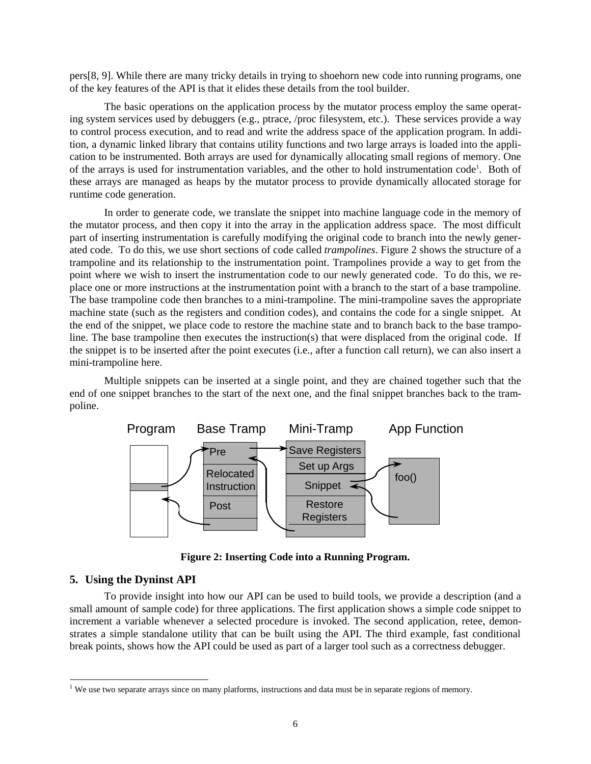pers[8, 9]. While there are many tricky details in trying to shoehorn new code into running programs, one of the key features of the API is that it elides these details from the tool builder.

The basic operations on the application process by the mutator process employ the same operating system services used by debuggers (e.g., ptrace, /proc filesystem, etc.). These services provide a way to control process execution, and to read and write the address space of the application program. In addition, a dynamic linked library that contains utility functions and two large arrays is loaded into the application to be instrumented. Both arrays are used for dynamically allocating small regions of memory. One of the arrays is used for instrumentation variables, and the other to hold instrumentation code[1]. Both of these arrays are managed as heaps by the mutator process to provide dynamically allocated storage for runtime code generation.

In order to generate code, we translate the snippet into machine language code in the memory of the mutator process, and then copy it into the array in the application address space. The most difficult part of inserting instrumentation is carefully modifying the original code to branch into the newly generated code. To do this, we use short sections of code called *trampolines*. Figure 2 shows the structure of a trampoline and its relationship to the instrumentation point. Trampolines provide a way to get from the point where we wish to insert the instrumentation code to our newly generated code. To do this, we replace one or more instructions at the instrumentation point with a branch to the start of a base trampoline. The base trampoline code then branches to a mini-trampoline. The mini-trampoline saves the appropriate machine state (such as the registers and condition codes), and contains the code for a single snippet. At the end of the snippet, we place code to restore the machine state and to branch back to the base trampoline. The base trampoline then executes the instruction(s) that were displaced from the original code. If the snippet is to be inserted after the point executes (i.e., after a function call return), we can also insert a mini-trampoline here.

Multiple snippets can be inserted at a single point, and they are chained together such that the end of one snippet branches to the start of the next one, and the final snippet branches back to the trampoline.

**Figure 2: Inserting Code into a Running Program.**

## 5. Using the Dyninst API

To provide insight into how our API can be used to build tools, we provide a description (and a small amount of sample code) for three applications. The first application shows a simple code snippet to increment a variable whenever a selected procedure is invoked. The second application, retee, demonstrates a simple standalone utility that can be built using the API. The third example, fast conditional break points, shows how the API could be used as part of a larger tool such as a correctness debugger.

[1] We use two separate arrays since on many platforms, instructions and data must be in separate regions of memory.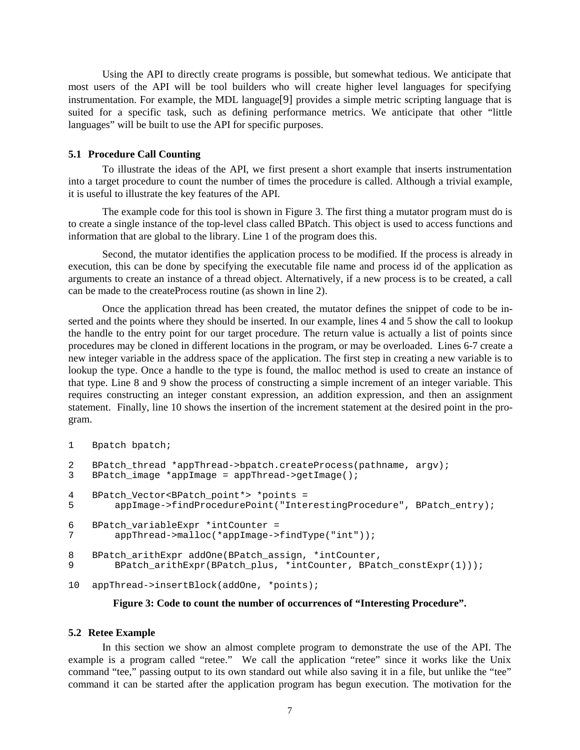Using the API to directly create programs is possible, but somewhat tedious. We anticipate that most users of the API will be tool builders who will create higher level languages for specifying instrumentation. For example, the MDL language[9] provides a simple metric scripting language that is suited for a specific task, such as defining performance metrics. We anticipate that other "little languages" will be built to use the API for specific purposes.

### 5.1 Procedure Call Counting

To illustrate the ideas of the API, we first present a short example that inserts instrumentation into a target procedure to count the number of times the procedure is called. Although a trivial example, it is useful to illustrate the key features of the API.

The example code for this tool is shown in Figure 3. The first thing a mutator program must do is to create a single instance of the top-level class called BPatch. This object is used to access functions and information that are global to the library. Line 1 of the program does this.

Second, the mutator identifies the application process to be modified. If the process is already in execution, this can be done by specifying the executable file name and process id of the application as arguments to create an instance of a thread object. Alternatively, if a new process is to be created, a call can be made to the createProcess routine (as shown in line 2).

Once the application thread has been created, the mutator defines the snippet of code to be inserted and the points where they should be inserted. In our example, lines 4 and 5 show the call to lookup the handle to the entry point for our target procedure. The return value is actually a list of points since procedures may be cloned in different locations in the program, or may be overloaded. Lines 6-7 create a new integer variable in the address space of the application. The first step in creating a new variable is to lookup the type. Once a handle to the type is found, the malloc method is used to create an instance of that type. Line 8 and 9 show the process of constructing a simple increment of an integer variable. This requires constructing an integer constant expression, an addition expression, and then an assignment statement. Finally, line 10 shows the insertion of the increment statement at the desired point in the program.

```
1   Bpatch bpatch;

2   BPatch_thread *appThread->bpatch.createProcess(pathname, argv);
3   BPatch_image *appImage = appThread->getImage();

4   BPatch_Vector<BPatch_point*> *points =
5       appImage->findProcedurePoint("InterestingProcedure", BPatch_entry);

6   BPatch_variableExpr *intCounter =
7       appThread->malloc(*appImage->findType("int"));

8   BPatch_arithExpr addOne(BPatch_assign, *intCounter,
9       BPatch_arithExpr(BPatch_plus, *intCounter, BPatch_constExpr(1)));

10  appThread->insertBlock(addOne, *points);
```

**Figure 3: Code to count the number of occurrences of "Interesting Procedure".**

### 5.2 Retee Example

In this section we show an almost complete program to demonstrate the use of the API. The example is a program called "retee." We call the application "retee" since it works like the Unix command "tee," passing output to its own standard out while also saving it in a file, but unlike the "tee" command it can be started after the application program has begun execution. The motivation for the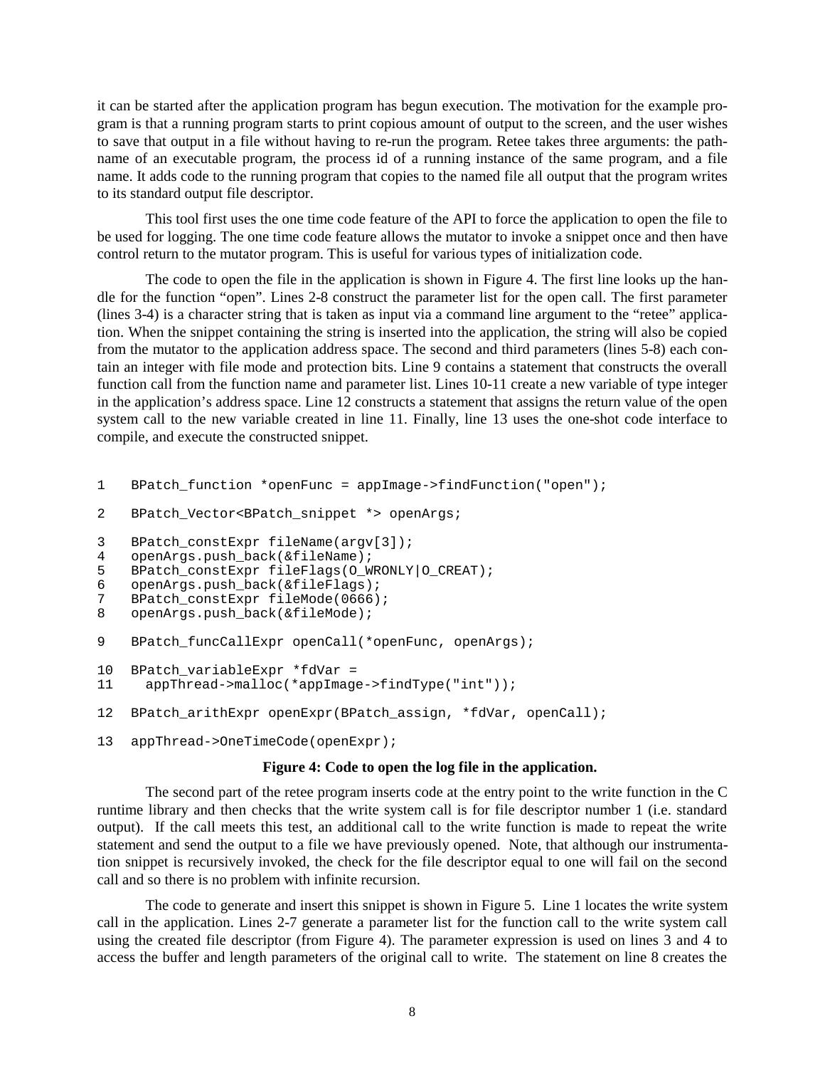it can be started after the application program has begun execution. The motivation for the example program is that a running program starts to print copious amount of output to the screen, and the user wishes to save that output in a file without having to re-run the program. Retee takes three arguments: the pathname of an executable program, the process id of a running instance of the same program, and a file name. It adds code to the running program that copies to the named file all output that the program writes to its standard output file descriptor.

This tool first uses the one time code feature of the API to force the application to open the file to be used for logging. The one time code feature allows the mutator to invoke a snippet once and then have control return to the mutator program. This is useful for various types of initialization code.

The code to open the file in the application is shown in Figure 4. The first line looks up the handle for the function "open". Lines 2-8 construct the parameter list for the open call. The first parameter (lines 3-4) is a character string that is taken as input via a command line argument to the "retee" application. When the snippet containing the string is inserted into the application, the string will also be copied from the mutator to the application address space. The second and third parameters (lines 5-8) each contain an integer with file mode and protection bits. Line 9 contains a statement that constructs the overall function call from the function name and parameter list. Lines 10-11 create a new variable of type integer in the application's address space. Line 12 constructs a statement that assigns the return value of the open system call to the new variable created in line 11. Finally, line 13 uses the one-shot code interface to compile, and execute the constructed snippet.

```
1   BPatch_function *openFunc = appImage->findFunction("open");

2   BPatch_Vector<BPatch_snippet *> openArgs;

3   BPatch_constExpr fileName(argv[3]);
4   openArgs.push_back(&fileName);
5   BPatch_constExpr fileFlags(O_WRONLY|O_CREAT);
6   openArgs.push_back(&fileFlags);
7   BPatch_constExpr fileMode(0666);
8   openArgs.push_back(&fileMode);

9   BPatch_funcCallExpr openCall(*openFunc, openArgs);

10  BPatch_variableExpr *fdVar =
11    appThread->malloc(*appImage->findType("int"));

12  BPatch_arithExpr openExpr(BPatch_assign, *fdVar, openCall);

13  appThread->OneTimeCode(openExpr);
```

**Figure 4: Code to open the log file in the application.**

The second part of the retee program inserts code at the entry point to the write function in the C runtime library and then checks that the write system call is for file descriptor number 1 (i.e. standard output). If the call meets this test, an additional call to the write function is made to repeat the write statement and send the output to a file we have previously opened. Note, that although our instrumentation snippet is recursively invoked, the check for the file descriptor equal to one will fail on the second call and so there is no problem with infinite recursion.

The code to generate and insert this snippet is shown in Figure 5. Line 1 locates the write system call in the application. Lines 2-7 generate a parameter list for the function call to the write system call using the created file descriptor (from Figure 4). The parameter expression is used on lines 3 and 4 to access the buffer and length parameters of the original call to write. The statement on line 8 creates the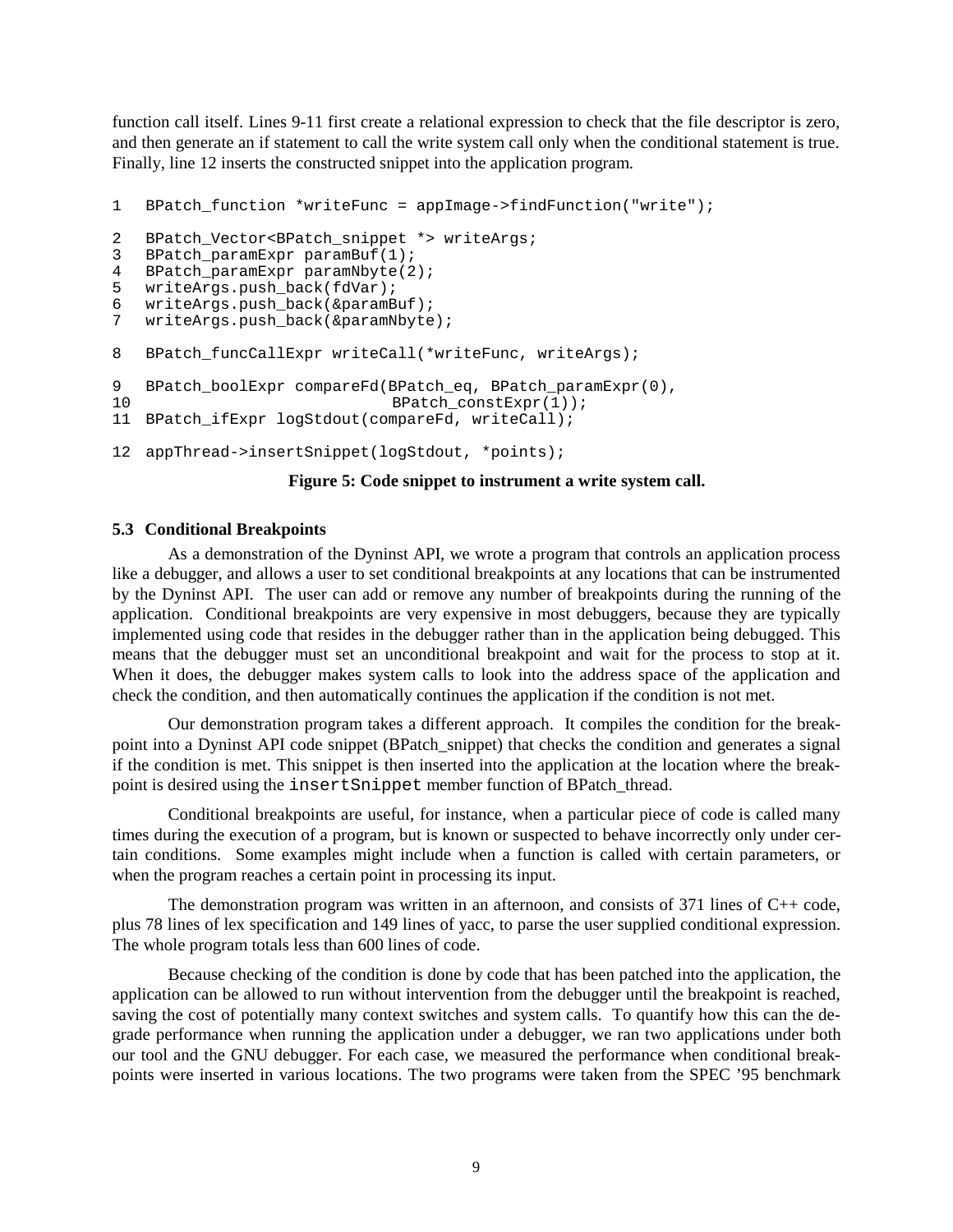function call itself. Lines 9-11 first create a relational expression to check that the file descriptor is zero, and then generate an if statement to call the write system call only when the conditional statement is true. Finally, line 12 inserts the constructed snippet into the application program.

```
1   BPatch_function *writeFunc = appImage->findFunction("write");

2   BPatch_Vector<BPatch_snippet *> writeArgs;
3   BPatch_paramExpr paramBuf(1);
4   BPatch_paramExpr paramNbyte(2);
5   writeArgs.push_back(fdVar);
6   writeArgs.push_back(&paramBuf);
7   writeArgs.push_back(&paramNbyte);

8   BPatch_funcCallExpr writeCall(*writeFunc, writeArgs);

9   BPatch_boolExpr compareFd(BPatch_eq, BPatch_paramExpr(0),
10                            BPatch_constExpr(1));
11  BPatch_ifExpr logStdout(compareFd, writeCall);

12  appThread->insertSnippet(logStdout, *points);
```

**Figure 5: Code snippet to instrument a write system call.**

### 5.3 Conditional Breakpoints

As a demonstration of the Dyninst API, we wrote a program that controls an application process like a debugger, and allows a user to set conditional breakpoints at any locations that can be instrumented by the Dyninst API. The user can add or remove any number of breakpoints during the running of the application. Conditional breakpoints are very expensive in most debuggers, because they are typically implemented using code that resides in the debugger rather than in the application being debugged. This means that the debugger must set an unconditional breakpoint and wait for the process to stop at it. When it does, the debugger makes system calls to look into the address space of the application and check the condition, and then automatically continues the application if the condition is not met.

Our demonstration program takes a different approach. It compiles the condition for the breakpoint into a Dyninst API code snippet (BPatch_snippet) that checks the condition and generates a signal if the condition is met. This snippet is then inserted into the application at the location where the breakpoint is desired using the `insertSnippet` member function of BPatch_thread.

Conditional breakpoints are useful, for instance, when a particular piece of code is called many times during the execution of a program, but is known or suspected to behave incorrectly only under certain conditions. Some examples might include when a function is called with certain parameters, or when the program reaches a certain point in processing its input.

The demonstration program was written in an afternoon, and consists of 371 lines of C++ code, plus 78 lines of lex specification and 149 lines of yacc, to parse the user supplied conditional expression. The whole program totals less than 600 lines of code.

Because checking of the condition is done by code that has been patched into the application, the application can be allowed to run without intervention from the debugger until the breakpoint is reached, saving the cost of potentially many context switches and system calls. To quantify how this can the degrade performance when running the application under a debugger, we ran two applications under both our tool and the GNU debugger. For each case, we measured the performance when conditional breakpoints were inserted in various locations. The two programs were taken from the SPEC '95 benchmark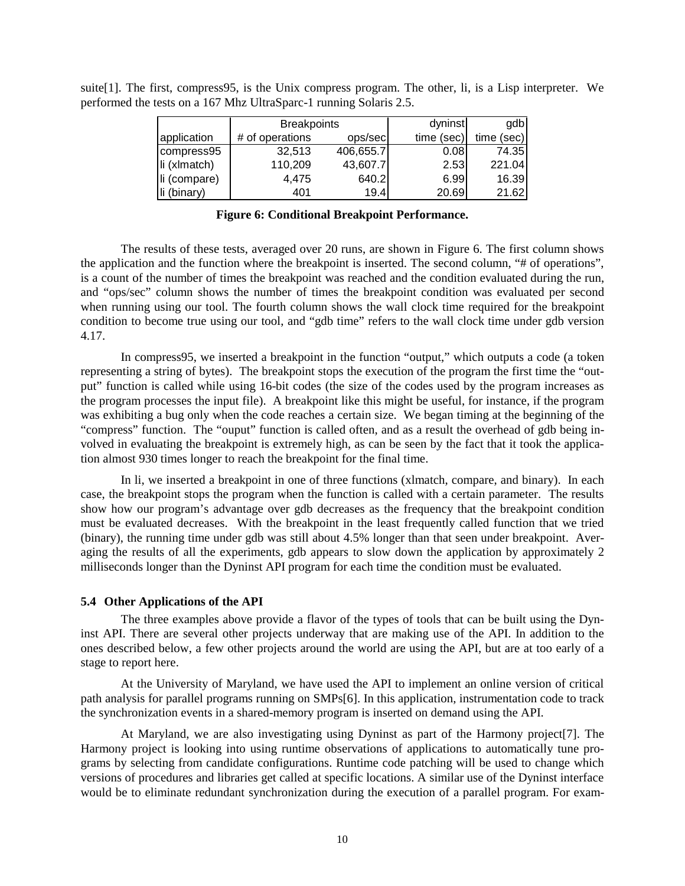suite[1]. The first, compress95, is the Unix compress program. The other, li, is a Lisp interpreter. We performed the tests on a 167 Mhz UltraSparc-1 running Solaris 2.5.

| | Breakpoints | | dyninst | gdb |
|---|---|---|---|---|
| application | # of operations | ops/sec | time (sec) | time (sec) |
| compress95 | 32,513 | 406,655.7 | 0.08 | 74.35 |
| li (xlmatch) | 110,209 | 43,607.7 | 2.53 | 221.04 |
| li (compare) | 4,475 | 640.2 | 6.99 | 16.39 |
| li (binary) | 401 | 19.4 | 20.69 | 21.62 |

**Figure 6: Conditional Breakpoint Performance.**

The results of these tests, averaged over 20 runs, are shown in Figure 6. The first column shows the application and the function where the breakpoint is inserted. The second column, "# of operations", is a count of the number of times the breakpoint was reached and the condition evaluated during the run, and "ops/sec" column shows the number of times the breakpoint condition was evaluated per second when running using our tool. The fourth column shows the wall clock time required for the breakpoint condition to become true using our tool, and "gdb time" refers to the wall clock time under gdb version 4.17.

In compress95, we inserted a breakpoint in the function "output," which outputs a code (a token representing a string of bytes). The breakpoint stops the execution of the program the first time the "output" function is called while using 16-bit codes (the size of the codes used by the program increases as the program processes the input file). A breakpoint like this might be useful, for instance, if the program was exhibiting a bug only when the code reaches a certain size. We began timing at the beginning of the "compress" function. The "ouput" function is called often, and as a result the overhead of gdb being involved in evaluating the breakpoint is extremely high, as can be seen by the fact that it took the application almost 930 times longer to reach the breakpoint for the final time.

In li, we inserted a breakpoint in one of three functions (xlmatch, compare, and binary). In each case, the breakpoint stops the program when the function is called with a certain parameter. The results show how our program's advantage over gdb decreases as the frequency that the breakpoint condition must be evaluated decreases. With the breakpoint in the least frequently called function that we tried (binary), the running time under gdb was still about 4.5% longer than that seen under breakpoint. Averaging the results of all the experiments, gdb appears to slow down the application by approximately 2 milliseconds longer than the Dyninst API program for each time the condition must be evaluated.

### 5.4 Other Applications of the API

The three examples above provide a flavor of the types of tools that can be built using the Dyninst API. There are several other projects underway that are making use of the API. In addition to the ones described below, a few other projects around the world are using the API, but are at too early of a stage to report here.

At the University of Maryland, we have used the API to implement an online version of critical path analysis for parallel programs running on SMPs[6]. In this application, instrumentation code to track the synchronization events in a shared-memory program is inserted on demand using the API.

At Maryland, we are also investigating using Dyninst as part of the Harmony project[7]. The Harmony project is looking into using runtime observations of applications to automatically tune programs by selecting from candidate configurations. Runtime code patching will be used to change which versions of procedures and libraries get called at specific locations. A similar use of the Dyninst interface would be to eliminate redundant synchronization during the execution of a parallel program. For exam-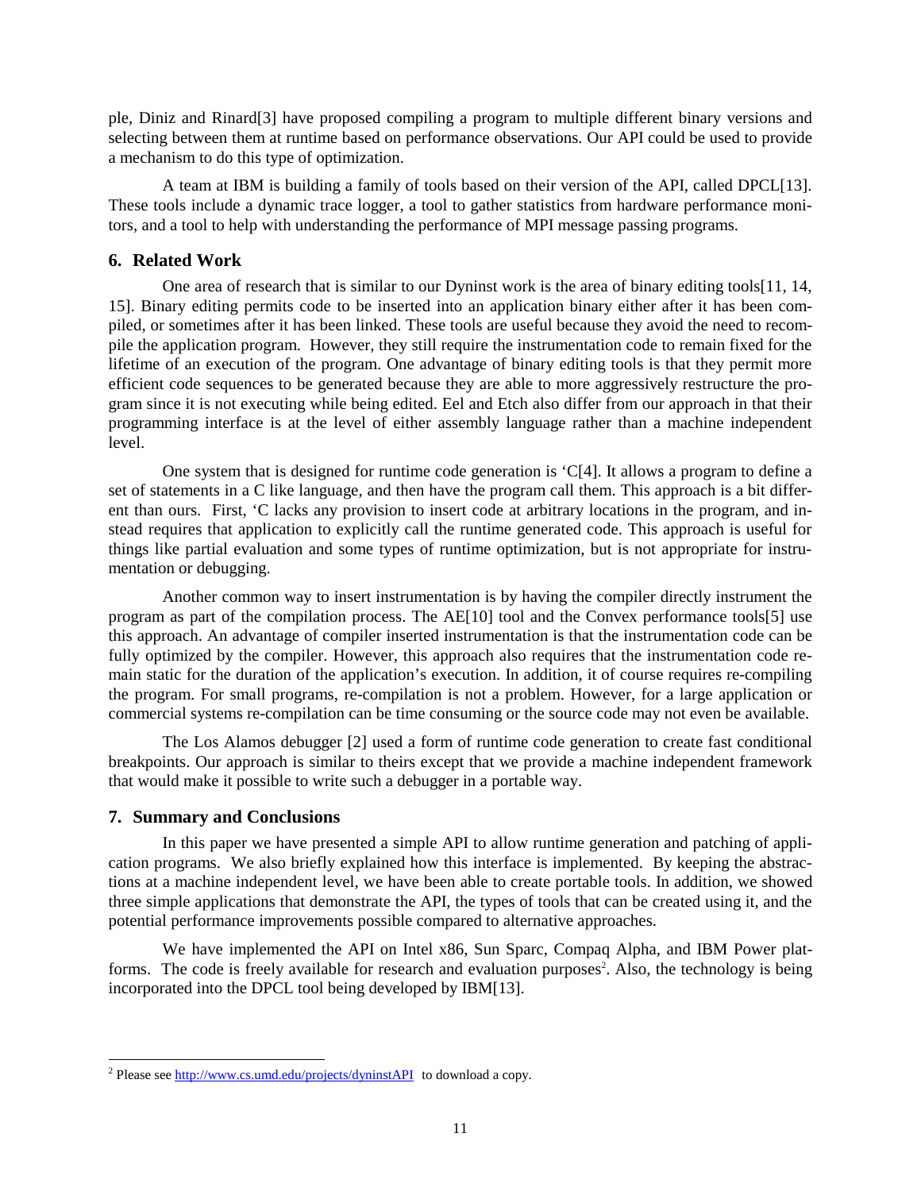ple, Diniz and Rinard[3] have proposed compiling a program to multiple different binary versions and selecting between them at runtime based on performance observations. Our API could be used to provide a mechanism to do this type of optimization.

A team at IBM is building a family of tools based on their version of the API, called DPCL[13]. These tools include a dynamic trace logger, a tool to gather statistics from hardware performance monitors, and a tool to help with understanding the performance of MPI message passing programs.

## 6. Related Work

One area of research that is similar to our Dyninst work is the area of binary editing tools[11, 14, 15]. Binary editing permits code to be inserted into an application binary either after it has been compiled, or sometimes after it has been linked. These tools are useful because they avoid the need to recompile the application program. However, they still require the instrumentation code to remain fixed for the lifetime of an execution of the program. One advantage of binary editing tools is that they permit more efficient code sequences to be generated because they are able to more aggressively restructure the program since it is not executing while being edited. Eel and Etch also differ from our approach in that their programming interface is at the level of either assembly language rather than a machine independent level.

One system that is designed for runtime code generation is ‘C[4]. It allows a program to define a set of statements in a C like language, and then have the program call them. This approach is a bit different than ours. First, ‘C lacks any provision to insert code at arbitrary locations in the program, and instead requires that application to explicitly call the runtime generated code. This approach is useful for things like partial evaluation and some types of runtime optimization, but is not appropriate for instrumentation or debugging.

Another common way to insert instrumentation is by having the compiler directly instrument the program as part of the compilation process. The AE[10] tool and the Convex performance tools[5] use this approach. An advantage of compiler inserted instrumentation is that the instrumentation code can be fully optimized by the compiler. However, this approach also requires that the instrumentation code remain static for the duration of the application's execution. In addition, it of course requires re-compiling the program. For small programs, re-compilation is not a problem. However, for a large application or commercial systems re-compilation can be time consuming or the source code may not even be available.

The Los Alamos debugger [2] used a form of runtime code generation to create fast conditional breakpoints. Our approach is similar to theirs except that we provide a machine independent framework that would make it possible to write such a debugger in a portable way.

## 7. Summary and Conclusions

In this paper we have presented a simple API to allow runtime generation and patching of application programs. We also briefly explained how this interface is implemented. By keeping the abstractions at a machine independent level, we have been able to create portable tools. In addition, we showed three simple applications that demonstrate the API, the types of tools that can be created using it, and the potential performance improvements possible compared to alternative approaches.

We have implemented the API on Intel x86, Sun Sparc, Compaq Alpha, and IBM Power platforms. The code is freely available for research and evaluation purposes[2]. Also, the technology is being incorporated into the DPCL tool being developed by IBM[13].

---

[2] Please see http://www.cs.umd.edu/projects/dyninstAPI to download a copy.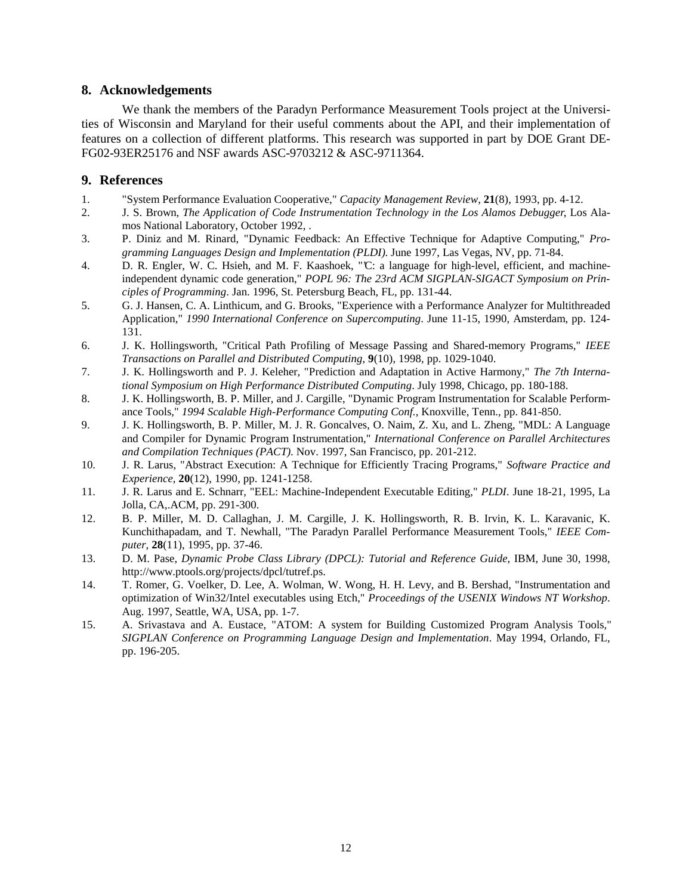## 8. Acknowledgements

We thank the members of the Paradyn Performance Measurement Tools project at the Universities of Wisconsin and Maryland for their useful comments about the API, and their implementation of features on a collection of different platforms. This research was supported in part by DOE Grant DE-FG02-93ER25176 and NSF awards ASC-9703212 & ASC-9711364.

## 9. References

1. "System Performance Evaluation Cooperative," *Capacity Management Review*, **21**(8), 1993, pp. 4-12.
2. J. S. Brown, *The Application of Code Instrumentation Technology in the Los Alamos Debugger*, Los Alamos National Laboratory, October 1992, .
3. P. Diniz and M. Rinard, "Dynamic Feedback: An Effective Technique for Adaptive Computing," *Programming Languages Design and Implementation (PLDI)*. June 1997, Las Vegas, NV, pp. 71-84.
4. D. R. Engler, W. C. Hsieh, and M. F. Kaashoek, "'C: a language for high-level, efficient, and machine-independent dynamic code generation," *POPL 96: The 23rd ACM SIGPLAN-SIGACT Symposium on Principles of Programming*. Jan. 1996, St. Petersburg Beach, FL, pp. 131-44.
5. G. J. Hansen, C. A. Linthicum, and G. Brooks, "Experience with a Performance Analyzer for Multithreaded Application," *1990 International Conference on Supercomputing*. June 11-15, 1990, Amsterdam, pp. 124-131.
6. J. K. Hollingsworth, "Critical Path Profiling of Message Passing and Shared-memory Programs," *IEEE Transactions on Parallel and Distributed Computing*, **9**(10), 1998, pp. 1029-1040.
7. J. K. Hollingsworth and P. J. Keleher, "Prediction and Adaptation in Active Harmony," *The 7th International Symposium on High Performance Distributed Computing*. July 1998, Chicago, pp. 180-188.
8. J. K. Hollingsworth, B. P. Miller, and J. Cargille, "Dynamic Program Instrumentation for Scalable Performance Tools," *1994 Scalable High-Performance Computing Conf.*, Knoxville, Tenn., pp. 841-850.
9. J. K. Hollingsworth, B. P. Miller, M. J. R. Goncalves, O. Naim, Z. Xu, and L. Zheng, "MDL: A Language and Compiler for Dynamic Program Instrumentation," *International Conference on Parallel Architectures and Compilation Techniques (PACT)*. Nov. 1997, San Francisco, pp. 201-212.
10. J. R. Larus, "Abstract Execution: A Technique for Efficiently Tracing Programs," *Software Practice and Experience*, **20**(12), 1990, pp. 1241-1258.
11. J. R. Larus and E. Schnarr, "EEL: Machine-Independent Executable Editing," *PLDI*. June 18-21, 1995, La Jolla, CA,.ACM, pp. 291-300.
12. B. P. Miller, M. D. Callaghan, J. M. Cargille, J. K. Hollingsworth, R. B. Irvin, K. L. Karavanic, K. Kunchithapadam, and T. Newhall, "The Paradyn Parallel Performance Measurement Tools," *IEEE Computer*, **28**(11), 1995, pp. 37-46.
13. D. M. Pase, *Dynamic Probe Class Library (DPCL): Tutorial and Reference Guide*, IBM, June 30, 1998, http://www.ptools.org/projects/dpcl/tutref.ps.
14. T. Romer, G. Voelker, D. Lee, A. Wolman, W. Wong, H. H. Levy, and B. Bershad, "Instrumentation and optimization of Win32/Intel executables using Etch," *Proceedings of the USENIX Windows NT Workshop*. Aug. 1997, Seattle, WA, USA, pp. 1-7.
15. A. Srivastava and A. Eustace, "ATOM: A system for Building Customized Program Analysis Tools," *SIGPLAN Conference on Programming Language Design and Implementation*. May 1994, Orlando, FL, pp. 196-205.